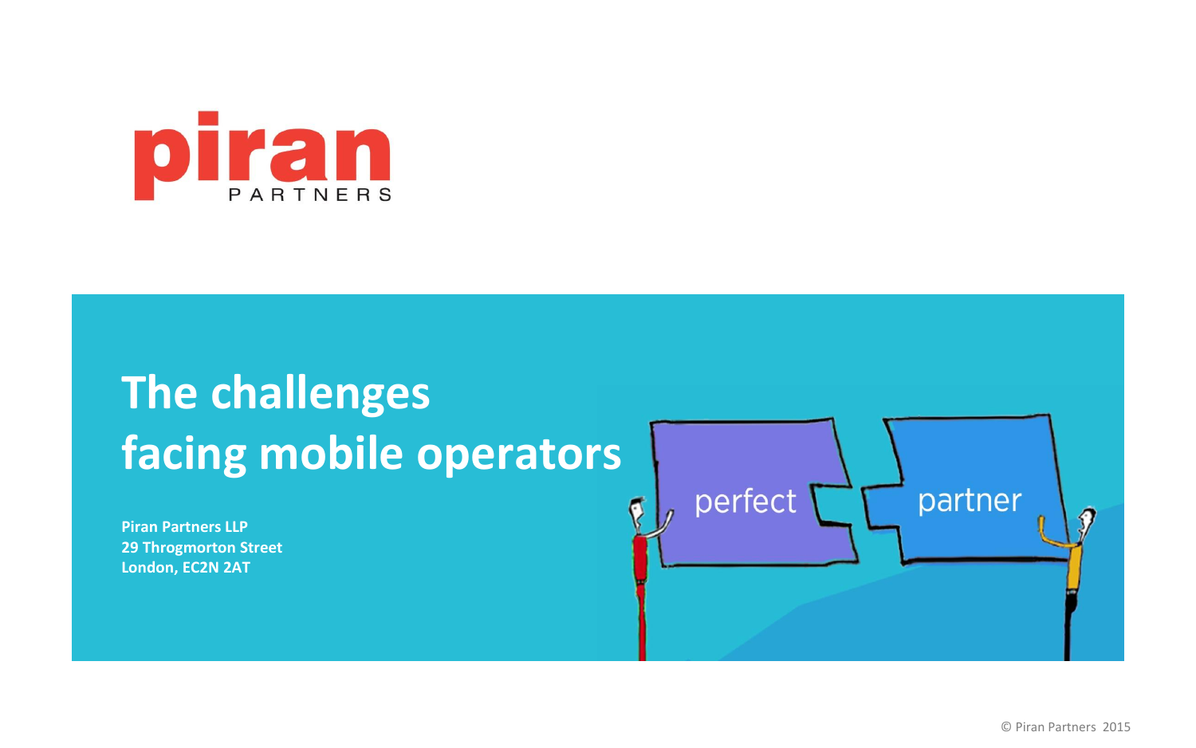piran
PARTNERS

# The challenges facing mobile operators

**Piran Partners LLP**
**29 Throgmorton Street**
**London, EC2N 2AT**

© Piran Partners 2015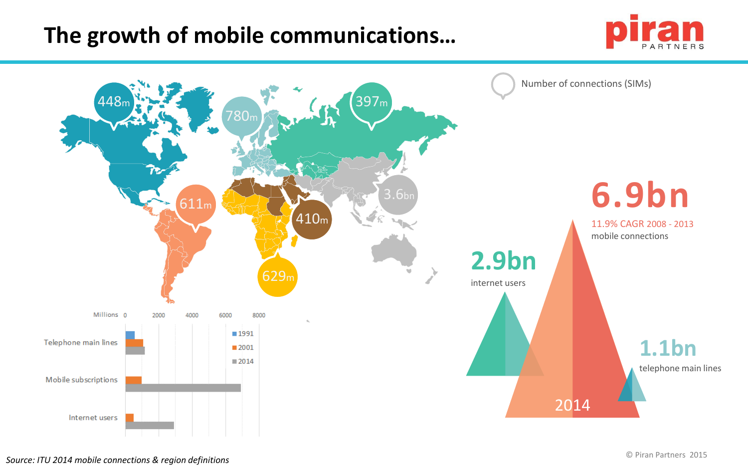# The growth of mobile communications…

Number of connections (SIMs)

448m

780m

397m

611m

410m

3.6bn

629m

6.9bn

11.9% CAGR 2008 - 2013

mobile connections

2.9bn

internet users

1.1bn

telephone main lines

2014

Millions: 0, 2000, 4000, 6000, 8000

Telephone main lines

Mobile subscriptions

Internet users

1991

2001

2014

*Source: ITU 2014 mobile connections & region definitions*

© Piran Partners 2015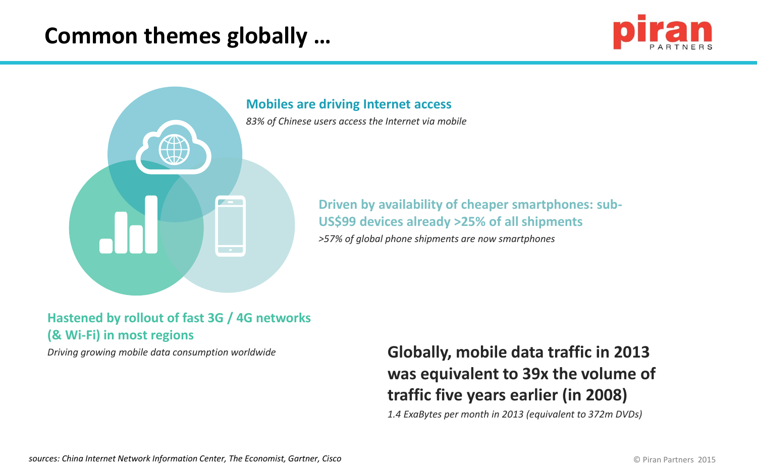# Common themes globally …

**Mobiles are driving Internet access**

*83% of Chinese users access the Internet via mobile*

**Driven by availability of cheaper smartphones: sub-US$99 devices already >25% of all shipments**

*>57% of global phone shipments are now smartphones*

**Hastened by rollout of fast 3G / 4G networks (& Wi-Fi) in most regions**

*Driving growing mobile data consumption worldwide*

**Globally, mobile data traffic in 2013 was equivalent to 39x the volume of traffic five years earlier (in 2008)**

*1.4 ExaBytes per month in 2013 (equivalent to 372m DVDs)*

*sources: China Internet Network Information Center, The Economist, Gartner, Cisco*

© Piran Partners 2015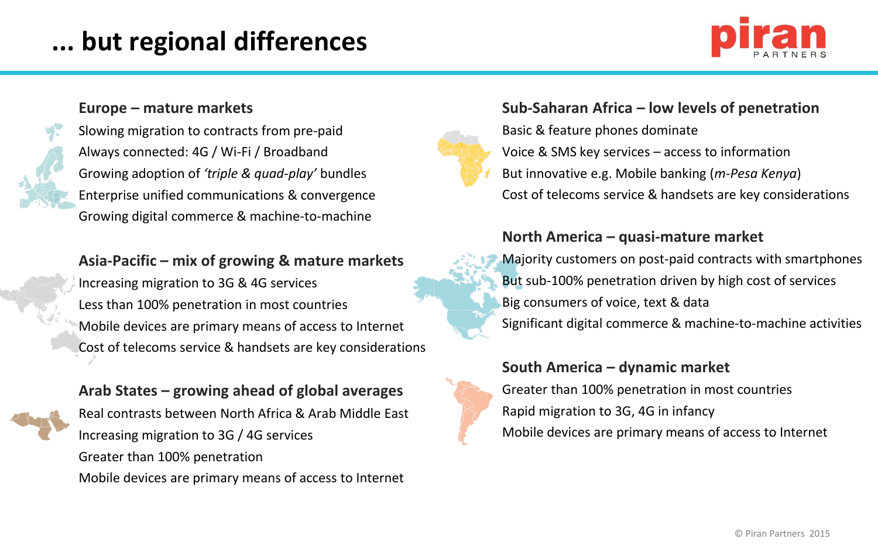# … but regional differences

### Europe – mature markets

- Slowing migration to contracts from pre-paid
- Always connected: 4G / Wi-Fi / Broadband
- Growing adoption of *'triple & quad-play'* bundles
- Enterprise unified communications & convergence
- Growing digital commerce & machine-to-machine

### Asia-Pacific – mix of growing & mature markets

- Increasing migration to 3G & 4G services
- Less than 100% penetration in most countries
- Mobile devices are primary means of access to Internet
- Cost of telecoms service & handsets are key considerations

### Arab States – growing ahead of global averages

- Real contrasts between North Africa & Arab Middle East
- Increasing migration to 3G / 4G services
- Greater than 100% penetration
- Mobile devices are primary means of access to Internet

### Sub-Saharan Africa – low levels of penetration

- Basic & feature phones dominate
- Voice & SMS key services – access to information
- But innovative e.g. Mobile banking (*m-Pesa Kenya*)
- Cost of telecoms service & handsets are key considerations

### North America – quasi-mature market

- Majority customers on post-paid contracts with smartphones
- But sub-100% penetration driven by high cost of services
- Big consumers of voice, text & data
- Significant digital commerce & machine-to-machine activities

### South America – dynamic market

- Greater than 100% penetration in most countries
- Rapid migration to 3G, 4G in infancy
- Mobile devices are primary means of access to Internet

© Piran Partners 2015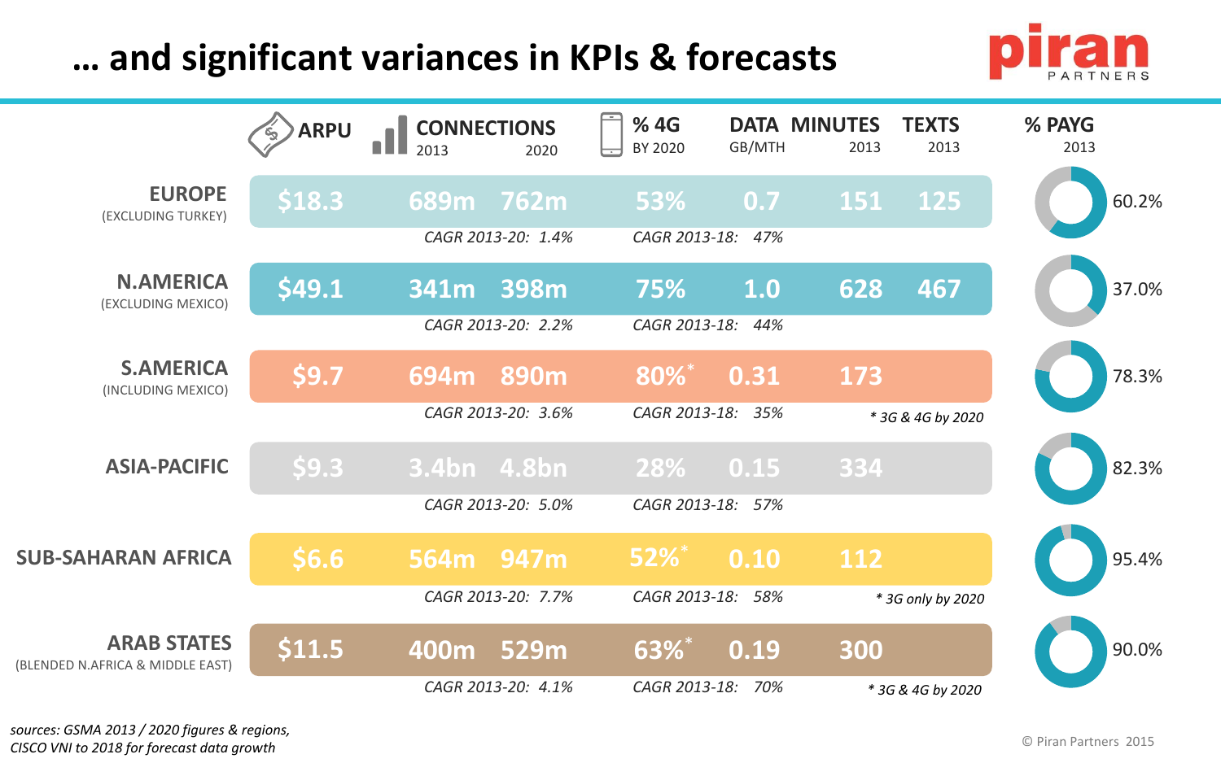# … and significant variances in KPIs & forecasts

| Region | ARPU | Connections 2013 | Connections 2020 | % 4G by 2020 | Data GB/mth | Minutes 2013 | Texts 2013 | % PAYG 2013 |
|---|---|---|---|---|---|---|---|---|
| **EUROPE** (EXCLUDING TURKEY) | $18.3 | 689m | 762m | 53% | 0.7 | 151 | 125 | 60.2% |
| | | *CAGR 2013-20: 1.4%* | | *CAGR 2013-18: 47%* | | | | |
| **N.AMERICA** (EXCLUDING MEXICO) | $49.1 | 341m | 398m | 75% | 1.0 | 628 | 467 | 37.0% |
| | | *CAGR 2013-20: 2.2%* | | *CAGR 2013-18: 44%* | | | | |
| **S.AMERICA** (INCLUDING MEXICO) | $9.7 | 694m | 890m | 80%* | 0.31 | 173 | | 78.3% |
| | | *CAGR 2013-20: 3.6%* | | *CAGR 2013-18: 35%* | | *\* 3G & 4G by 2020* | | |
| **ASIA-PACIFIC** | $9.3 | 3.4bn | 4.8bn | 28% | 0.15 | 334 | | 82.3% |
| | | *CAGR 2013-20: 5.0%* | | *CAGR 2013-18: 57%* | | | | |
| **SUB-SAHARAN AFRICA** | $6.6 | 564m | 947m | 52%* | 0.10 | 112 | | 95.4% |
| | | *CAGR 2013-20: 7.7%* | | *CAGR 2013-18: 58%* | | *\* 3G only by 2020* | | |
| **ARAB STATES** (BLENDED N.AFRICA & MIDDLE EAST) | $11.5 | 400m | 529m | 63%* | 0.19 | 300 | | 90.0% |
| | | *CAGR 2013-20: 4.1%* | | *CAGR 2013-18: 70%* | | *\* 3G & 4G by 2020* | | |

*sources: GSMA 2013 / 2020 figures & regions, CISCO VNI to 2018 for forecast data growth*

© Piran Partners 2015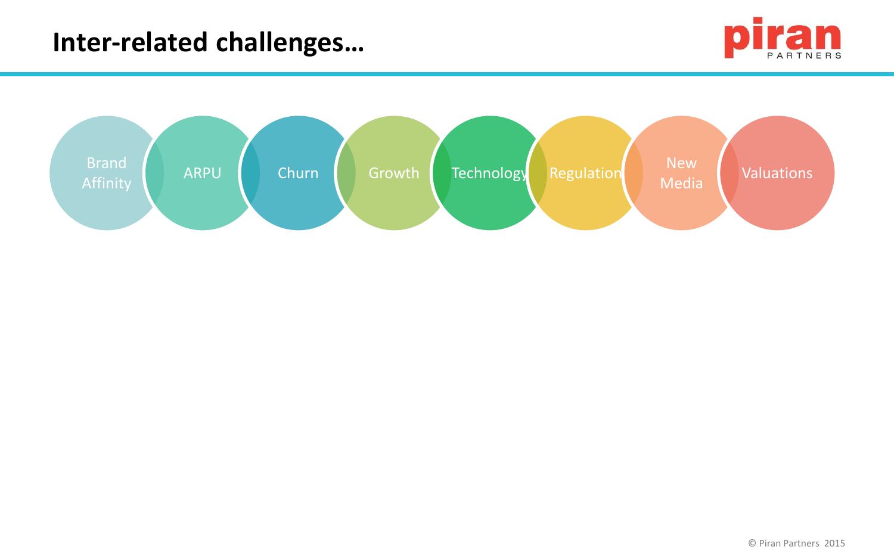# Inter-related challenges…

- Brand Affinity
- ARPU
- Churn
- Growth
- Technology
- Regulation
- New Media
- Valuations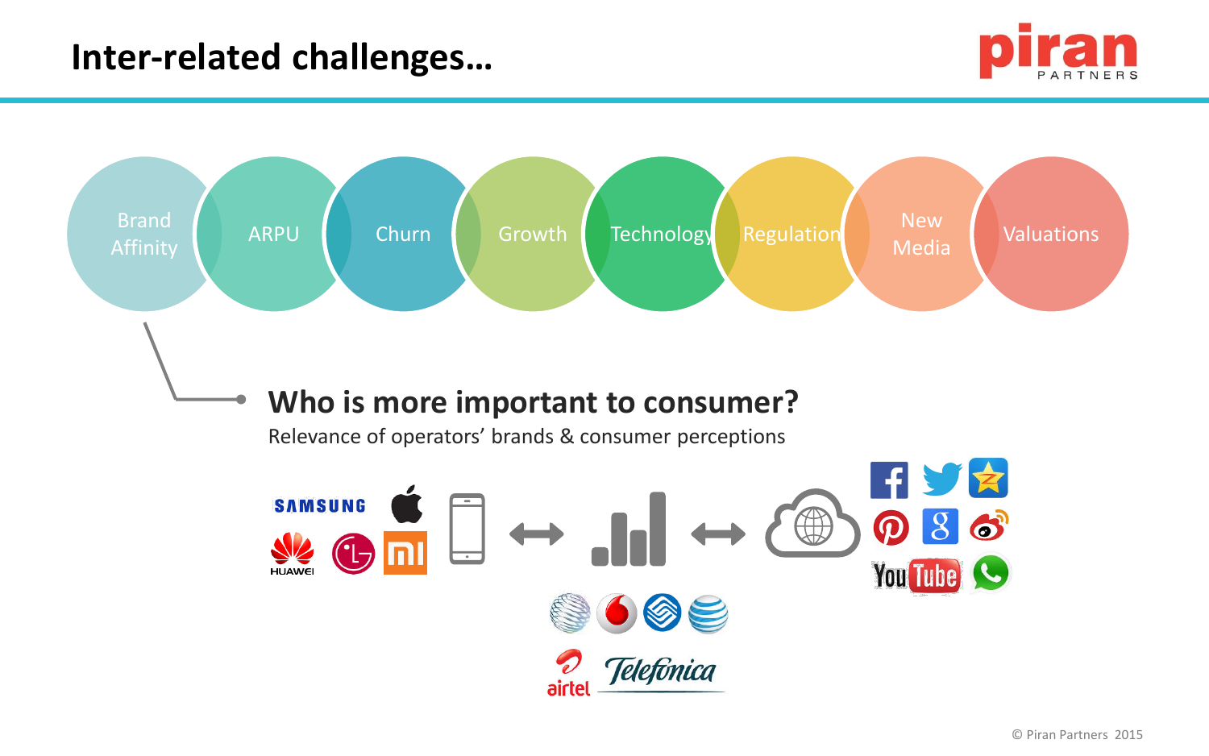# Inter-related challenges…

Brand Affinity | ARPU | Churn | Growth | Technology | Regulation | New Media | Valuations

## Who is more important to consumer?

Relevance of operators' brands & consumer perceptions

SAMSUNG ↔ ↔

HUAWEI

airtel Telefonica

You Tube

© Piran Partners 2015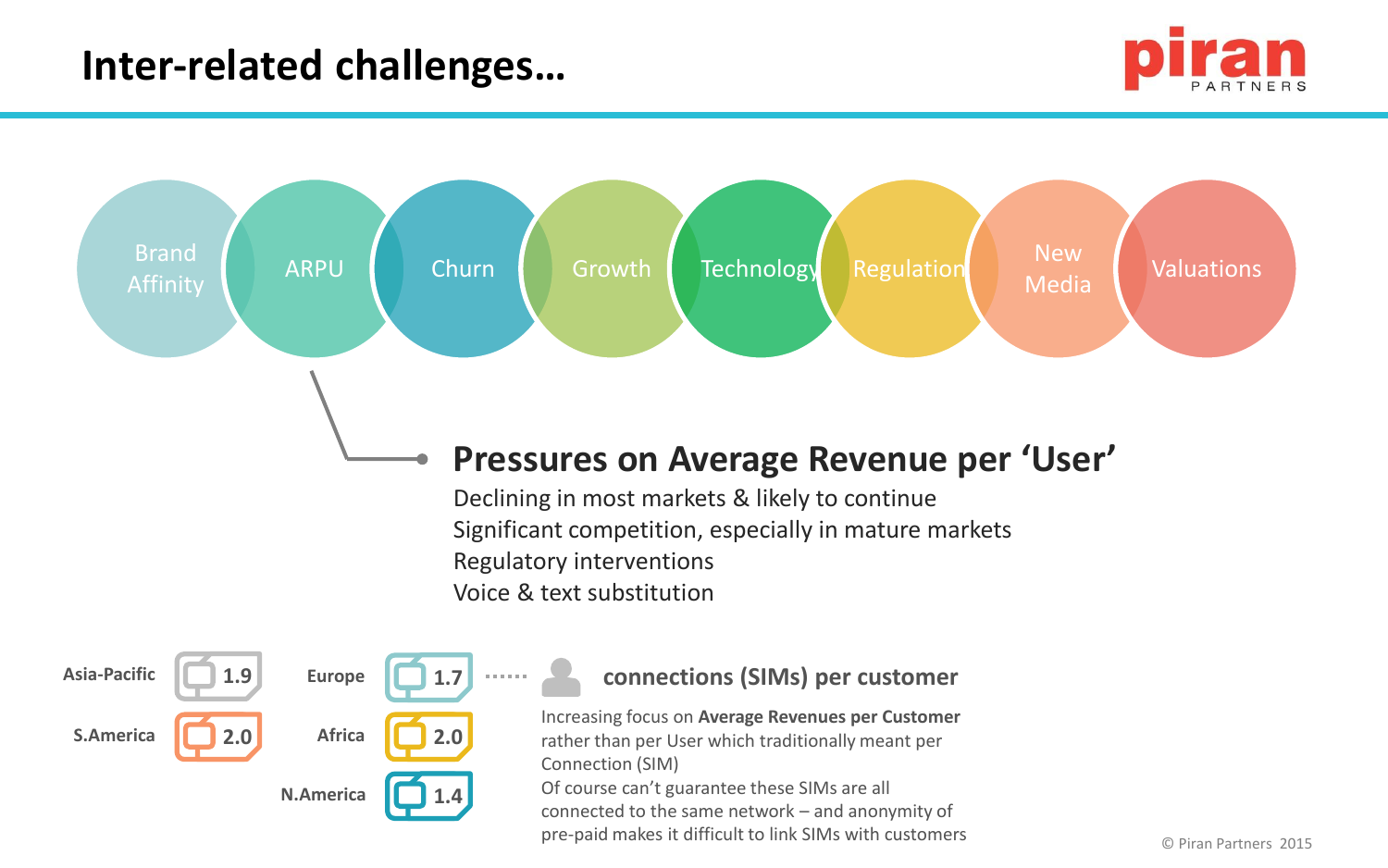# Inter-related challenges…

Brand Affinity | ARPU | Churn | Growth | Technology | Regulation | New Media | Valuations

## Pressures on Average Revenue per 'User'

Declining in most markets & likely to continue
Significant competition, especially in mature markets
Regulatory interventions
Voice & text substitution

| Region | SIMs per customer |
| --- | --- |
| Asia-Pacific | 1.9 |
| S.America | 2.0 |
| Europe | 1.7 |
| Africa | 2.0 |
| N.America | 1.4 |

**connections (SIMs) per customer**

Increasing focus on **Average Revenues per Customer** rather than per User which traditionally meant per Connection (SIM)
Of course can't guarantee these SIMs are all connected to the same network – and anonymity of pre-paid makes it difficult to link SIMs with customers

© Piran Partners 2015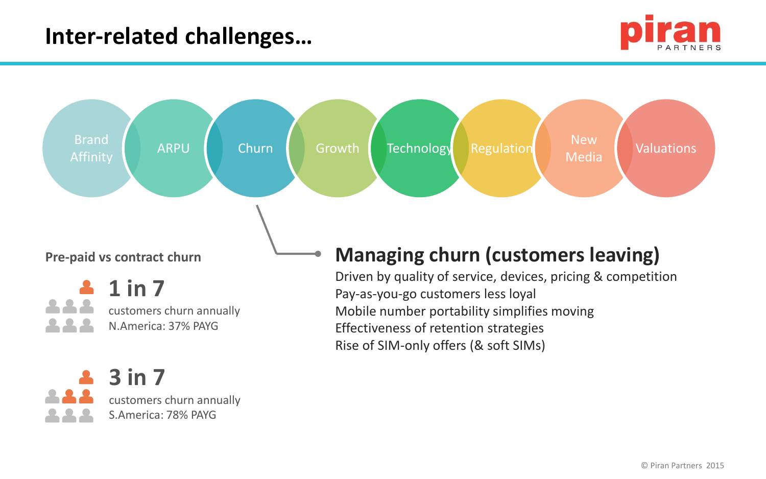# Inter-related challenges…

Brand Affinity | ARPU | Churn | Growth | Technology | Regulation | New Media | Valuations

**Pre-paid vs contract churn**

**1 in 7**
customers churn annually
N.America: 37% PAYG

**3 in 7**
customers churn annually
S.America: 78% PAYG

## Managing churn (customers leaving)

Driven by quality of service, devices, pricing & competition
Pay-as-you-go customers less loyal
Mobile number portability simplifies moving
Effectiveness of retention strategies
Rise of SIM-only offers (& soft SIMs)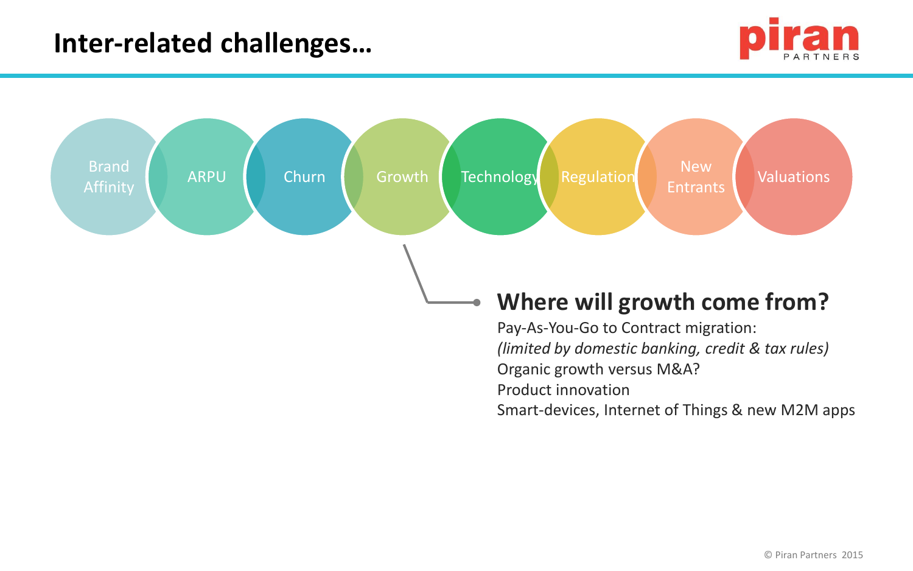# Inter-related challenges…

Brand Affinity | ARPU | Churn | Growth | Technology | Regulation | New Entrants | Valuations

## Where will growth come from?

Pay-As-You-Go to Contract migration:
*(limited by domestic banking, credit & tax rules)*
Organic growth versus M&A?
Product innovation
Smart-devices, Internet of Things & new M2M apps

© Piran Partners 2015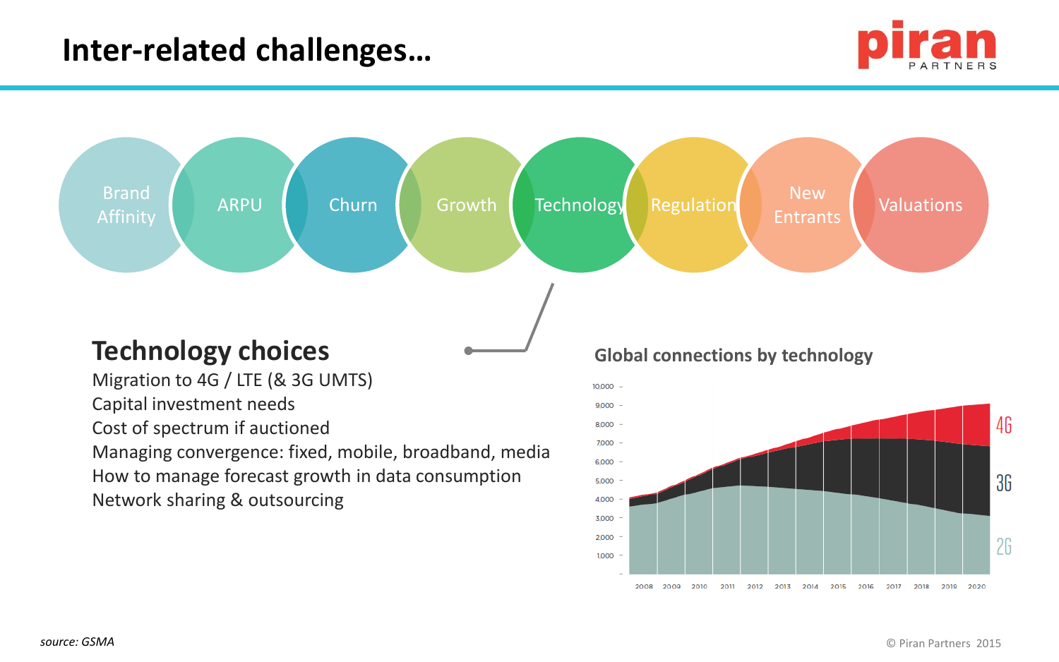# Inter-related challenges…

Brand Affinity · ARPU · Churn · Growth · Technology · Regulation · New Entrants · Valuations

## Technology choices

Migration to 4G / LTE (& 3G UMTS)
Capital investment needs
Cost of spectrum if auctioned
Managing convergence: fixed, mobile, broadband, media
How to manage forecast growth in data consumption
Network sharing & outsourcing

**Global connections by technology**

source: GSMA

© Piran Partners 2015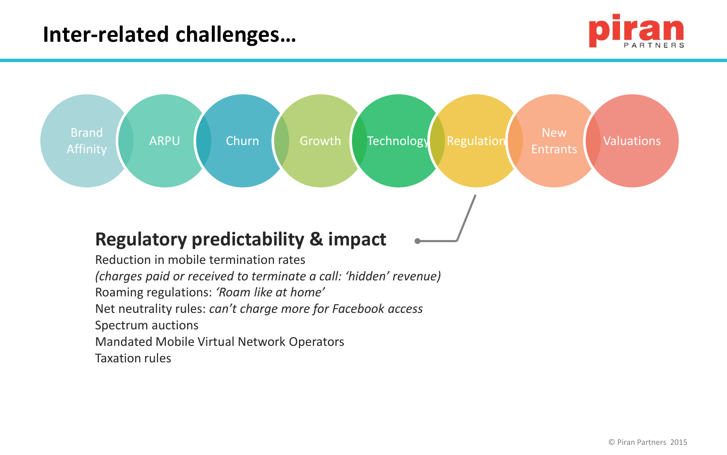# Inter-related challenges…

Brand Affinity | ARPU | Churn | Growth | Technology | Regulation | New Entrants | Valuations

## Regulatory predictability & impact

Reduction in mobile termination rates
*(charges paid or received to terminate a call: 'hidden' revenue)*
Roaming regulations: *'Roam like at home'*
Net neutrality rules: *can't charge more for Facebook access*
Spectrum auctions
Mandated Mobile Virtual Network Operators
Taxation rules

© Piran Partners 2015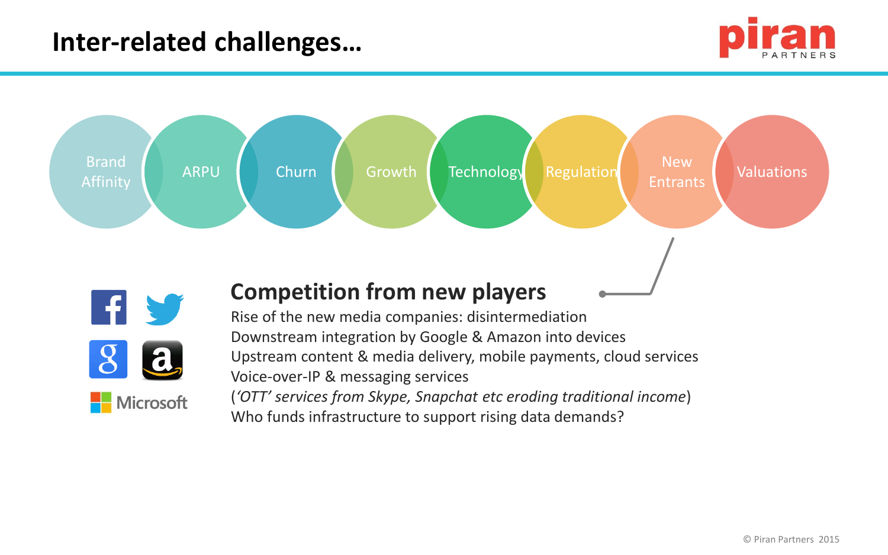# Inter-related challenges…

Brand Affinity | ARPU | Churn | Growth | Technology | Regulation | New Entrants | Valuations

Facebook, Twitter, Google, Amazon, Microsoft

## Competition from new players

Rise of the new media companies: disintermediation
Downstream integration by Google & Amazon into devices
Upstream content & media delivery, mobile payments, cloud services
Voice-over-IP & messaging services
(*'OTT' services from Skype, Snapchat etc eroding traditional income*)
Who funds infrastructure to support rising data demands?

© Piran Partners 2015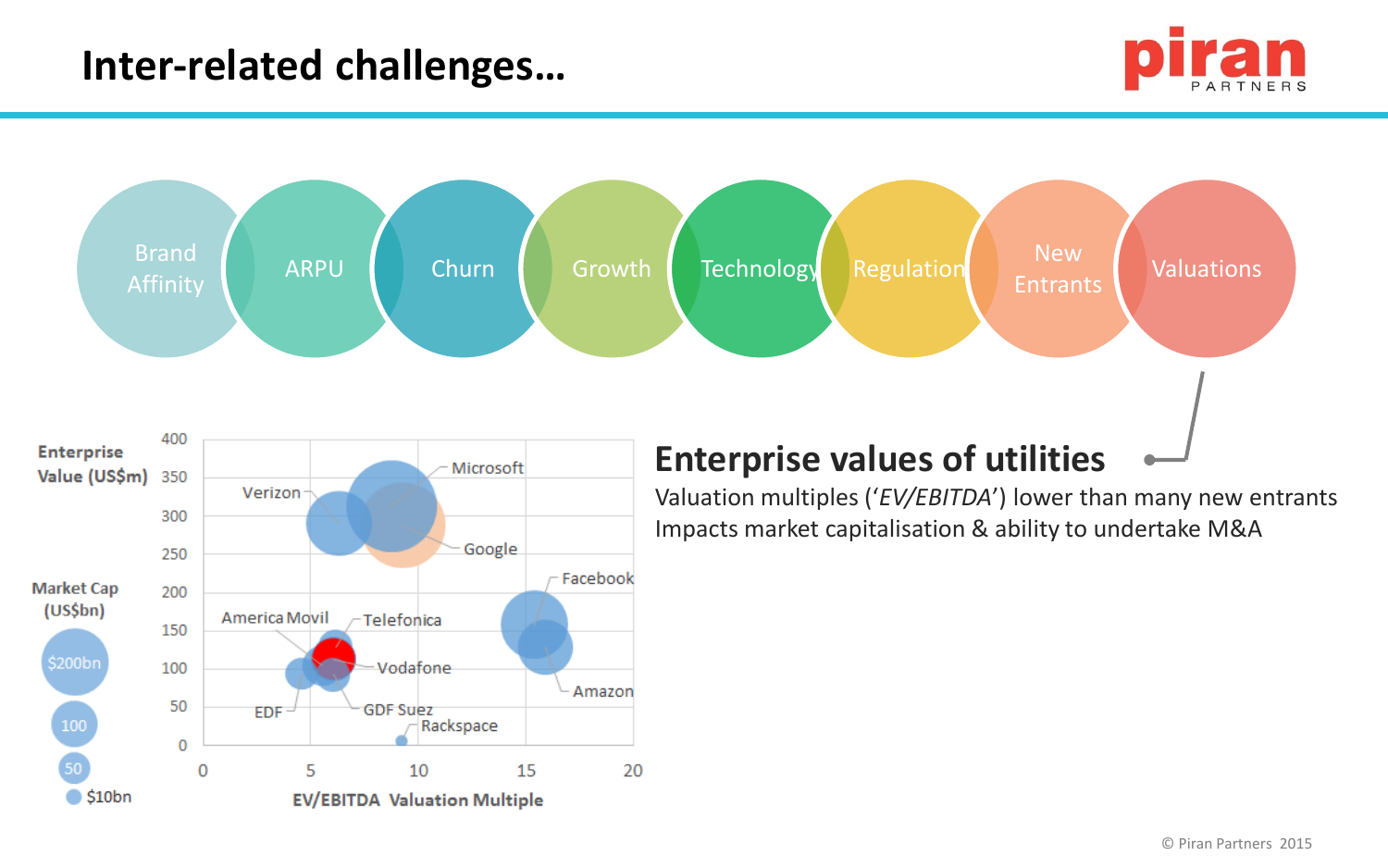# Inter-related challenges…

Brand Affinity · ARPU · Churn · Growth · Technology · Regulation · New Entrants · Valuations

Enterprise Value (US$m)

Market Cap (US$bn): $200bn, 100, 50, $10bn

EV/EBITDA Valuation Multiple

Verizon, Microsoft, Google, Facebook, Amazon, America Movil, Telefonica, Vodafone, EDF, GDF Suez, Rackspace

## Enterprise values of utilities

Valuation multiples (‘*EV/EBITDA*’) lower than many new entrants

Impacts market capitalisation & ability to undertake M&A

© Piran Partners 2015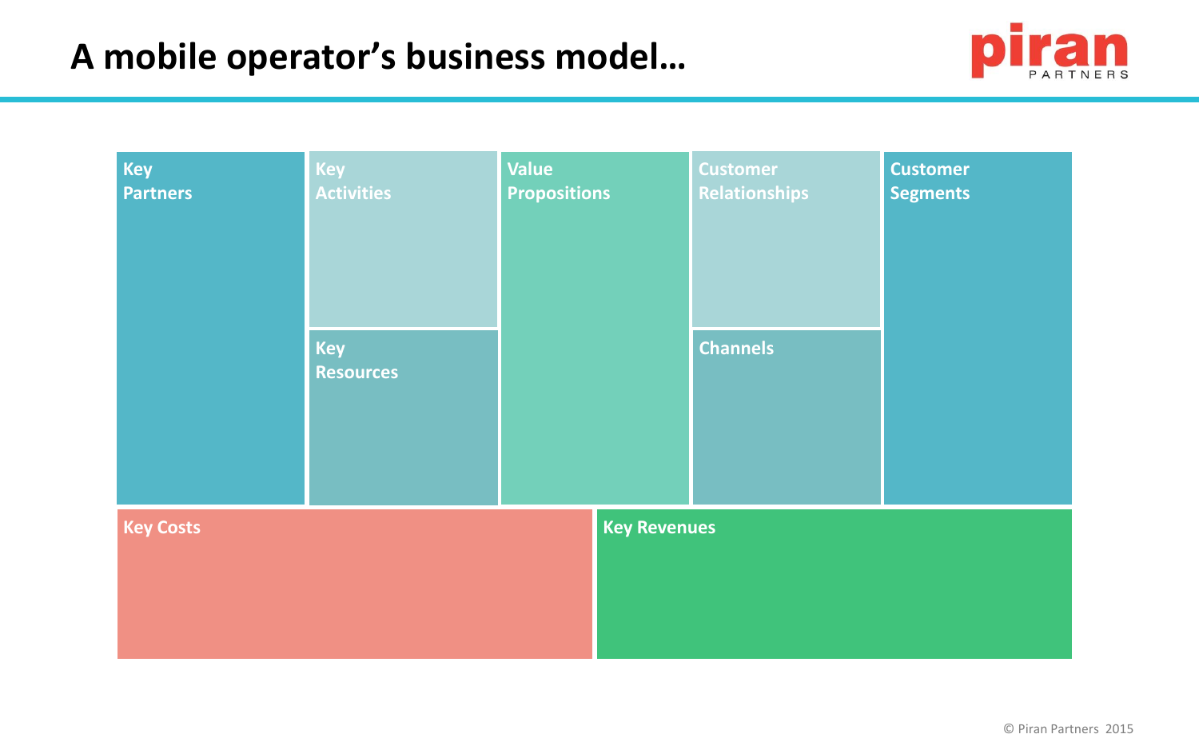# A mobile operator's business model…

| Key Partners | Key Activities | Value Propositions | Customer Relationships | Customer Segments |
|---|---|---|---|---|
| | Key Resources | | Channels | |

| Key Costs | Key Revenues |
|---|---|
| | |

© Piran Partners 2015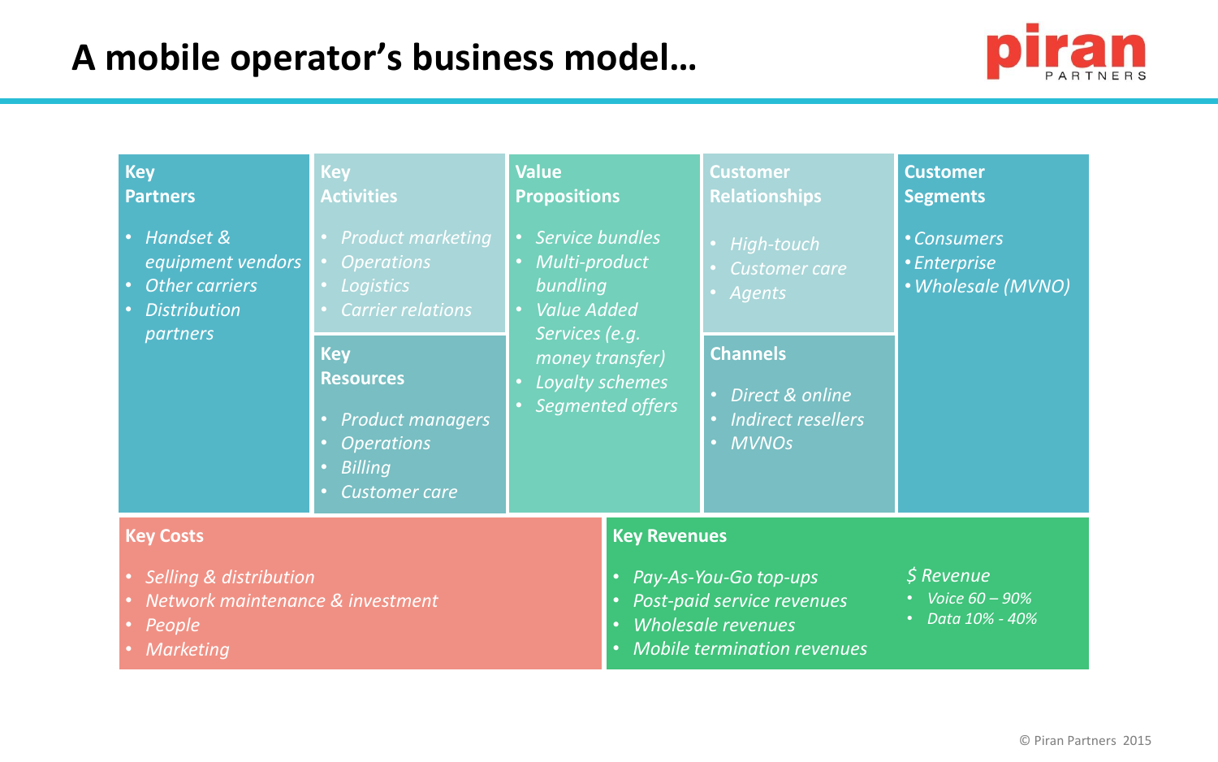# A mobile operator's business model…

### Key Partners

- *Handset & equipment vendors*
- *Other carriers*
- *Distribution partners*

### Key Activities

- *Product marketing*
- *Operations*
- *Logistics*
- *Carrier relations*

### Key Resources

- *Product managers*
- *Operations*
- *Billing*
- *Customer care*

### Value Propositions

- *Service bundles*
- *Multi-product bundling*
- *Value Added Services (e.g. money transfer)*
- *Loyalty schemes*
- *Segmented offers*

### Customer Relationships

- *High-touch*
- *Customer care*
- *Agents*

### Channels

- *Direct & online*
- *Indirect resellers*
- *MVNOs*

### Customer Segments

- *Consumers*
- *Enterprise*
- *Wholesale (MVNO)*

### Key Costs

- *Selling & distribution*
- *Network maintenance & investment*
- *People*
- *Marketing*

### Key Revenues

- *Pay-As-You-Go top-ups*
- *Post-paid service revenues*
- *Wholesale revenues*
- *Mobile termination revenues*

*$ Revenue*

- *Voice 60 – 90%*
- *Data 10% - 40%*

© Piran Partners 2015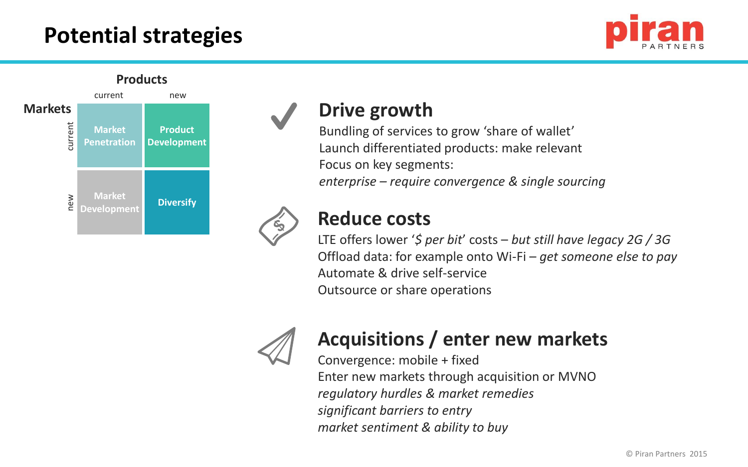# Potential strategies

**Products**

| **Markets** | current | new |
|---|---|---|
| current | Market Penetration | Product Development |
| new | Market Development | Diversify |

## Drive growth

Bundling of services to grow 'share of wallet'
Launch differentiated products: make relevant
Focus on key segments:
*enterprise – require convergence & single sourcing*

## Reduce costs

LTE offers lower '*$ per bit*' costs – *but still have legacy 2G / 3G*
Offload data: for example onto Wi-Fi – *get someone else to pay*
Automate & drive self-service
Outsource or share operations

## Acquisitions / enter new markets

Convergence: mobile + fixed
Enter new markets through acquisition or MVNO
*regulatory hurdles & market remedies*
*significant barriers to entry*
*market sentiment & ability to buy*

© Piran Partners 2015